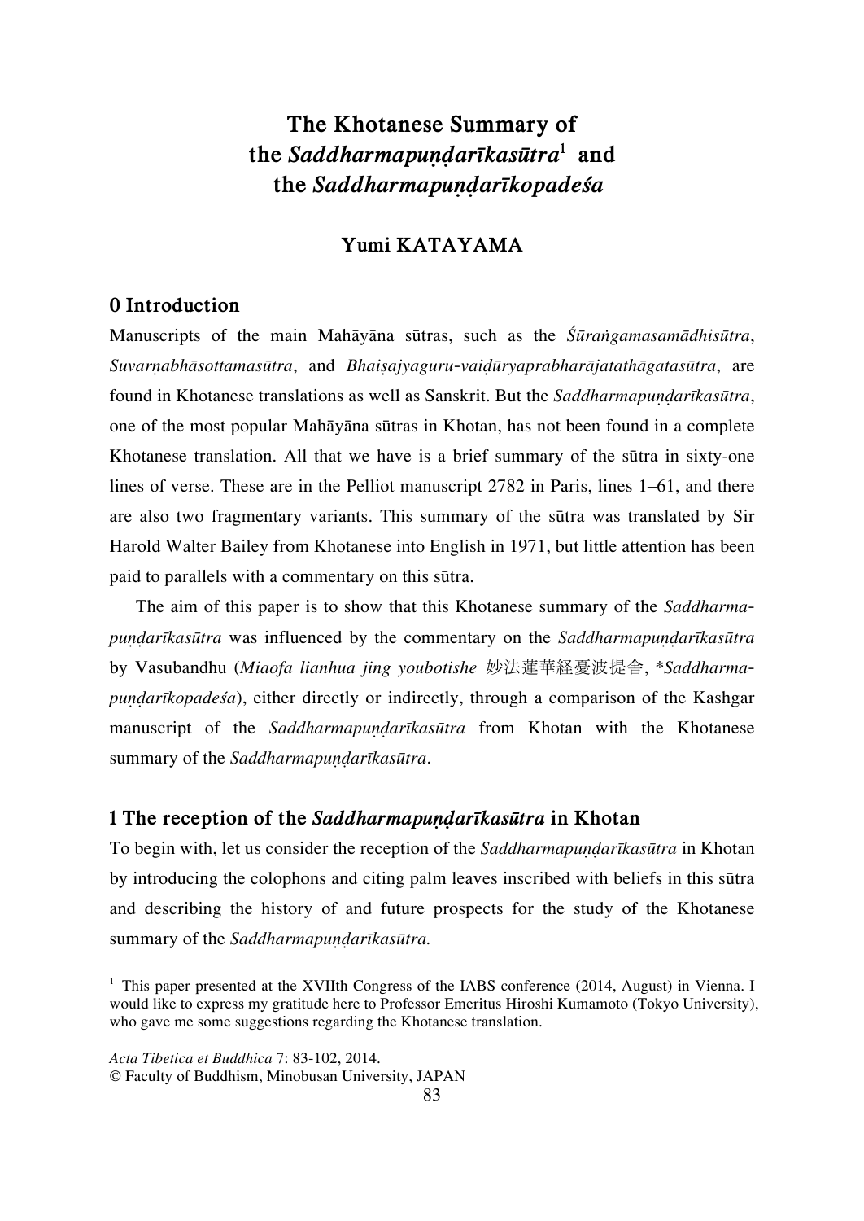# The Khotanese Summary of the *Saddharmapuṇḍarīkasūtra*[1] and the *Saddharmapuṇḍarīkopadeśa*

## Yumi KATAYAMA

## 0 Introduction

Manuscripts of the main Mahāyāna sūtras, such as the *Śūraṅgamasamādhisūtra*, *Suvarṇabhāsottamasūtra*, and *Bhaiṣajyaguru-vaiḍūryaprabharājatathāgatasūtra*, are found in Khotanese translations as well as Sanskrit. But the *Saddharmapuṇḍarīkasūtra*, one of the most popular Mahāyāna sūtras in Khotan, has not been found in a complete Khotanese translation. All that we have is a brief summary of the sūtra in sixty-one lines of verse. These are in the Pelliot manuscript 2782 in Paris, lines 1–61, and there are also two fragmentary variants. This summary of the sūtra was translated by Sir Harold Walter Bailey from Khotanese into English in 1971, but little attention has been paid to parallels with a commentary on this sūtra.

The aim of this paper is to show that this Khotanese summary of the *Saddharma-puṇḍarīkasūtra* was influenced by the commentary on the *Saddharmapuṇḍarīkasūtra* by Vasubandhu (*Miaofa lianhua jing youbotishe* 妙法蓮華経憂波提舎, \**Saddharma-puṇḍarīkopadeśa*), either directly or indirectly, through a comparison of the Kashgar manuscript of the *Saddharmapuṇḍarīkasūtra* from Khotan with the Khotanese summary of the *Saddharmapuṇḍarīkasūtra*.

## 1 The reception of the *Saddharmapuṇḍarīkasūtra* in Khotan

To begin with, let us consider the reception of the *Saddharmapuṇḍarīkasūtra* in Khotan by introducing the colophons and citing palm leaves inscribed with beliefs in this sūtra and describing the history of and future prospects for the study of the Khotanese summary of the *Saddharmapuṇḍarīkasūtra.*

---

[1] This paper presented at the XVIIth Congress of the IABS conference (2014, August) in Vienna. I would like to express my gratitude here to Professor Emeritus Hiroshi Kumamoto (Tokyo University), who gave me some suggestions regarding the Khotanese translation.

*Acta Tibetica et Buddhica* 7: 83-102, 2014.
© Faculty of Buddhism, Minobusan University, JAPAN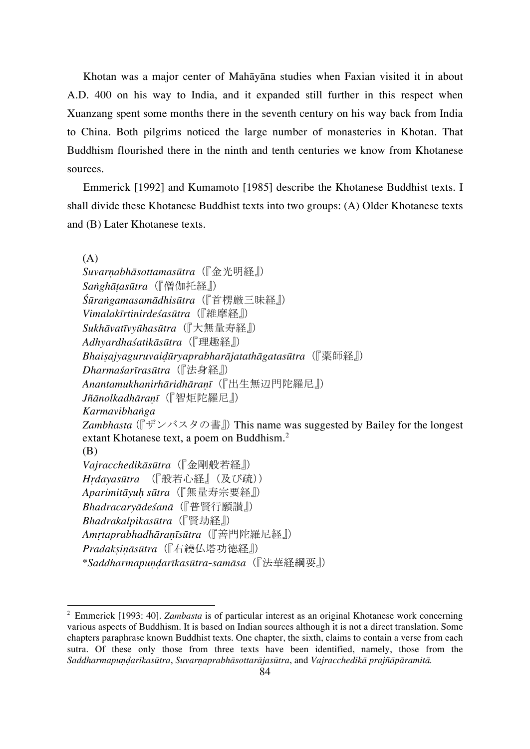Khotan was a major center of Mahāyāna studies when Faxian visited it in about A.D. 400 on his way to India, and it expanded still further in this respect when Xuanzang spent some months there in the seventh century on his way back from India to China. Both pilgrims noticed the large number of monasteries in Khotan. That Buddhism flourished there in the ninth and tenth centuries we know from Khotanese sources.

Emmerick [1992] and Kumamoto [1985] describe the Khotanese Buddhist texts. I shall divide these Khotanese Buddhist texts into two groups: (A) Older Khotanese texts and (B) Later Khotanese texts.

(A)
*Suvarṇabhāsottamasūtra*（『金光明経』）
*Saṅghāṭasūtra*（『僧伽托経』）
*Śūraṅgamasamādhisūtra*（『首楞厳三昧経』）
*Vimalakīrtinirdeśasūtra*（『維摩経』）
*Sukhāvatīvyūhasūtra*（『大無量寿経』）
*Adhyardhaśatikāsūtra*（『理趣経』）
*Bhaiṣajyaguruvaiḍūryaprabharājatathāgatasūtra*（『薬師経』）
*Dharmaśarīrasūtra*（『法身経』）
*Anantamukhanirhāridhāraṇī*（『出生無辺門陀羅尼』）
*Jñānolkadhāraṇī*（『智炬陀羅尼』）
*Karmavibhaṅga*
*Zambhasta*（『ザンバスタの書』）This name was suggested by Bailey for the longest extant Khotanese text, a poem on Buddhism.[2]
(B)
*Vajracchedikāsūtra*（『金剛般若経』）
*Hṛdayasūtra* （『般若心経』（及び疏））
*Aparimitāyuḥ sūtra*（『無量寿宗要経』）
*Bhadracaryādeśanā*（『普賢行願讃』）
*Bhadrakalpikasūtra*（『賢劫経』）
*Amṛtaprabhadhāraṇīsūtra*（『善門陀羅尼経』）
*Pradakṣiṇāsūtra*（『右繞仏塔功徳経』）
**Saddharmapuṇḍarīkasūtra-samāsa*（『法華経綱要』）

---

[2] Emmerick [1993: 40]. *Zambasta* is of particular interest as an original Khotanese work concerning various aspects of Buddhism. It is based on Indian sources although it is not a direct translation. Some chapters paraphrase known Buddhist texts. One chapter, the sixth, claims to contain a verse from each sutra. Of these only those from three texts have been identified, namely, those from the *Saddharmapuṇḍarīkasūtra*, *Suvarṇaprabhāsottarājasūtra*, and *Vajracchedikā prajñāpāramitā.*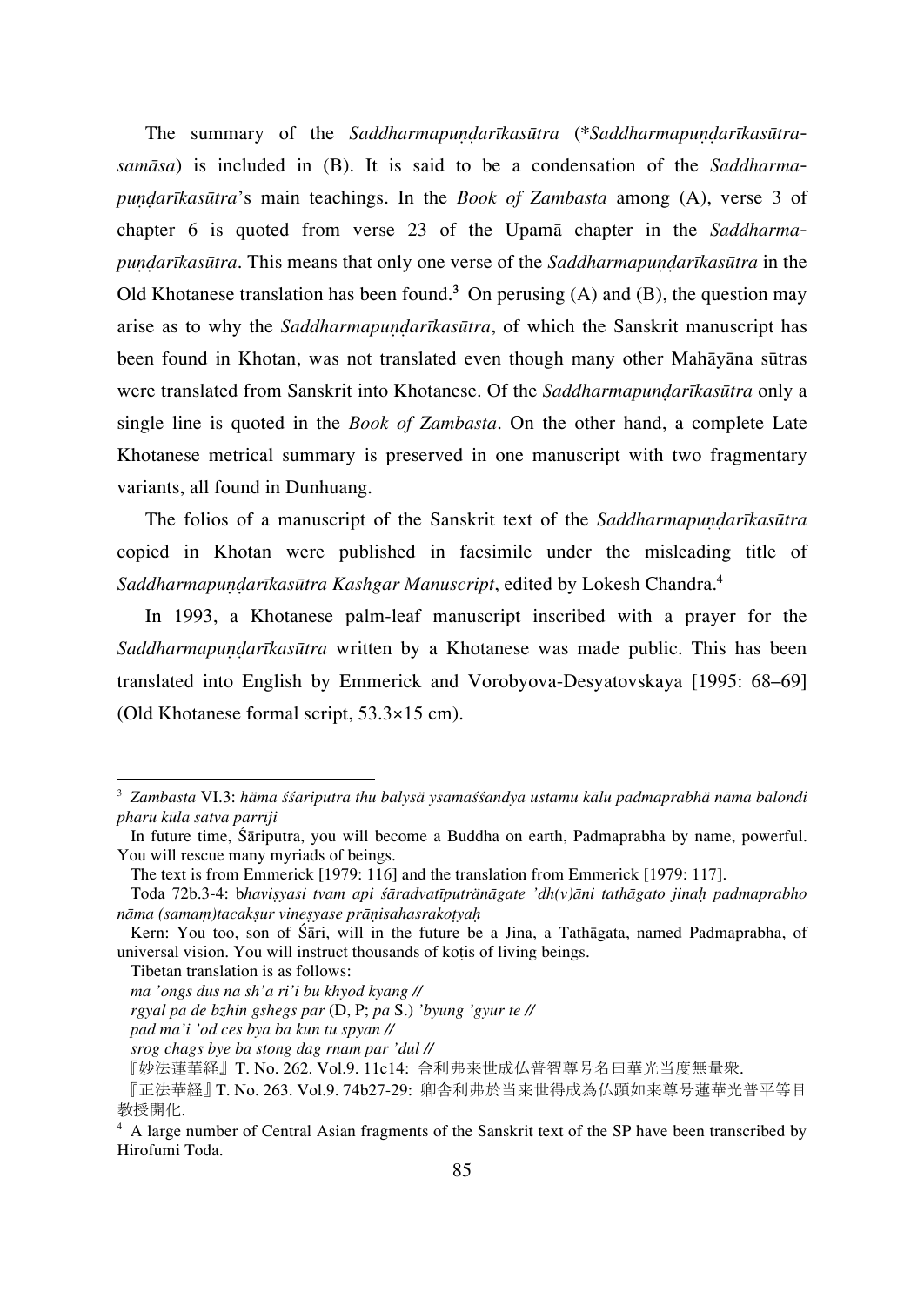The summary of the *Saddharmapuṇḍarīkasūtra* (*\*Saddharmapuṇḍarīkasūtra-samāsa*) is included in (B). It is said to be a condensation of the *Saddharma-puṇḍarīkasūtra*'s main teachings. In the *Book of Zambasta* among (A), verse 3 of chapter 6 is quoted from verse 23 of the Upamā chapter in the *Saddharma-puṇḍarīkasūtra*. This means that only one verse of the *Saddharmapuṇḍarīkasūtra* in the Old Khotanese translation has been found.[3] On perusing (A) and (B), the question may arise as to why the *Saddharmapuṇḍarīkasūtra*, of which the Sanskrit manuscript has been found in Khotan, was not translated even though many other Mahāyāna sūtras were translated from Sanskrit into Khotanese. Of the *Saddharmapuṇḍarīkasūtra* only a single line is quoted in the *Book of Zambasta*. On the other hand, a complete Late Khotanese metrical summary is preserved in one manuscript with two fragmentary variants, all found in Dunhuang.

The folios of a manuscript of the Sanskrit text of the *Saddharmapuṇḍarīkasūtra* copied in Khotan were published in facsimile under the misleading title of *Saddharmapuṇḍarīkasūtra Kashgar Manuscript*, edited by Lokesh Chandra.[4]

In 1993, a Khotanese palm-leaf manuscript inscribed with a prayer for the *Saddharmapuṇḍarīkasūtra* written by a Khotanese was made public. This has been translated into English by Emmerick and Vorobyova-Desyatovskaya [1995: 68–69] (Old Khotanese formal script, 53.3×15 cm).

---

[3] *Zambasta* VI.3: *häma śśāriputra thu balysä ysamaśśandya ustamu kālu padmaprabhä nāma balondi pharu kūla satva parrīji*

In future time, Śāriputra, you will become a Buddha on earth, Padmaprabha by name, powerful. You will rescue many myriads of beings.

The text is from Emmerick [1979: 116] and the translation from Emmerick [1979: 117].

Toda 72b.3-4: b*haviṣyasi tvam api śāradvatīputrānāgate 'dh(v)āni tathāgato jinaḥ padmaprabho nāma (samaṃ)tacakṣur vineṣyase prāṇisahasrakoṭyaḥ*

Kern: You too, son of Śāri, will in the future be a Jina, a Tathāgata, named Padmaprabha, of universal vision. You will instruct thousands of koṭis of living beings.

Tibetan translation is as follows:

*ma 'ongs dus na sh'a ri'i bu khyod kyang //*

*rgyal pa de bzhin gshegs par* (D, P; *pa* S.) *'byung 'gyur te //*

*pad ma'i 'od ces bya ba kun tu spyan //*

*srog chags bye ba stong dag rnam par 'dul //*

『妙法蓮華経』T. No. 262. Vol.9. 11c14: 舎利弗来世成仏普智尊号名曰華光当度無量衆.

『正法華経』T. No. 263. Vol.9. 74b27-29: 卿舎利弗於当来世得成為仏顕如来尊号蓮華光普平等目教授開化.

[4] A large number of Central Asian fragments of the Sanskrit text of the SP have been transcribed by Hirofumi Toda.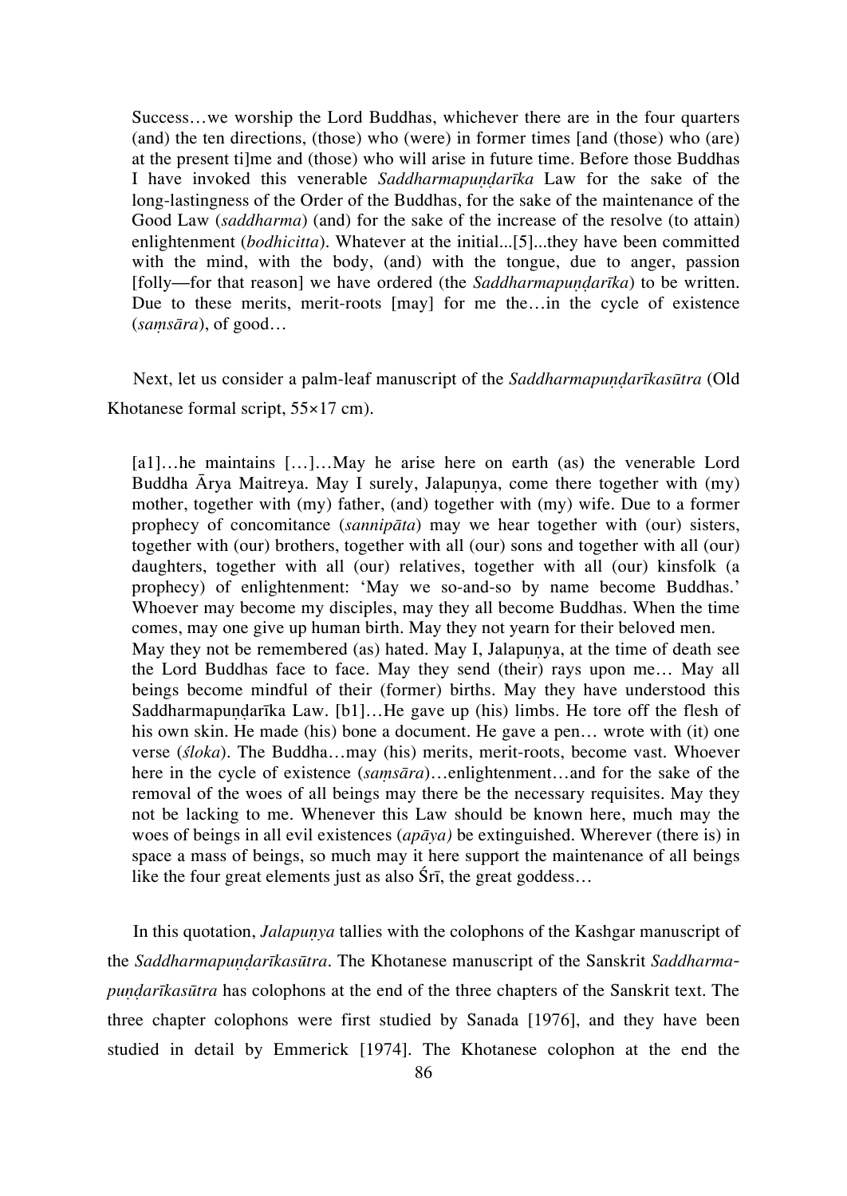> Success…we worship the Lord Buddhas, whichever there are in the four quarters (and) the ten directions, (those) who (were) in former times [and (those) who (are) at the present ti]me and (those) who will arise in future time. Before those Buddhas I have invoked this venerable *Saddharmapuṇḍarīka* Law for the sake of the long-lastingness of the Order of the Buddhas, for the sake of the maintenance of the Good Law (*saddharma*) (and) for the sake of the increase of the resolve (to attain) enlightenment (*bodhicitta*). Whatever at the initial...[5]...they have been committed with the mind, with the body, (and) with the tongue, due to anger, passion [folly—for that reason] we have ordered (the *Saddharmapuṇḍarīka*) to be written. Due to these merits, merit-roots [may] for me the…in the cycle of existence (*saṃsāra*), of good…

Next, let us consider a palm-leaf manuscript of the *Saddharmapuṇḍarīkasūtra* (Old Khotanese formal script, 55×17 cm).

> [a1]…he maintains […]…May he arise here on earth (as) the venerable Lord Buddha Ārya Maitreya. May I surely, Jalapuṇya, come there together with (my) mother, together with (my) father, (and) together with (my) wife. Due to a former prophecy of concomitance (*sannipāta*) may we hear together with (our) sisters, together with (our) brothers, together with all (our) sons and together with all (our) daughters, together with all (our) relatives, together with all (our) kinsfolk (a prophecy) of enlightenment: 'May we so-and-so by name become Buddhas.' Whoever may become my disciples, may they all become Buddhas. When the time comes, may one give up human birth. May they not yearn for their beloved men.
> May they not be remembered (as) hated. May I, Jalapuṇya, at the time of death see the Lord Buddhas face to face. May they send (their) rays upon me… May all beings become mindful of their (former) births. May they have understood this Saddharmapuṇḍarīka Law. [b1]…He gave up (his) limbs. He tore off the flesh of his own skin. He made (his) bone a document. He gave a pen… wrote with (it) one verse (*śloka*). The Buddha…may (his) merits, merit-roots, become vast. Whoever here in the cycle of existence (*saṃsāra*)…enlightenment…and for the sake of the removal of the woes of all beings may there be the necessary requisites. May they not be lacking to me. Whenever this Law should be known here, much may the woes of beings in all evil existences (*apāya)* be extinguished. Wherever (there is) in space a mass of beings, so much may it here support the maintenance of all beings like the four great elements just as also Śrī, the great goddess…

In this quotation, *Jalapuṇya* tallies with the colophons of the Kashgar manuscript of the *Saddharmapuṇḍarīkasūtra*. The Khotanese manuscript of the Sanskrit *Saddharmapuṇḍarīkasūtra* has colophons at the end of the three chapters of the Sanskrit text. The three chapter colophons were first studied by Sanada [1976], and they have been studied in detail by Emmerick [1974]. The Khotanese colophon at the end the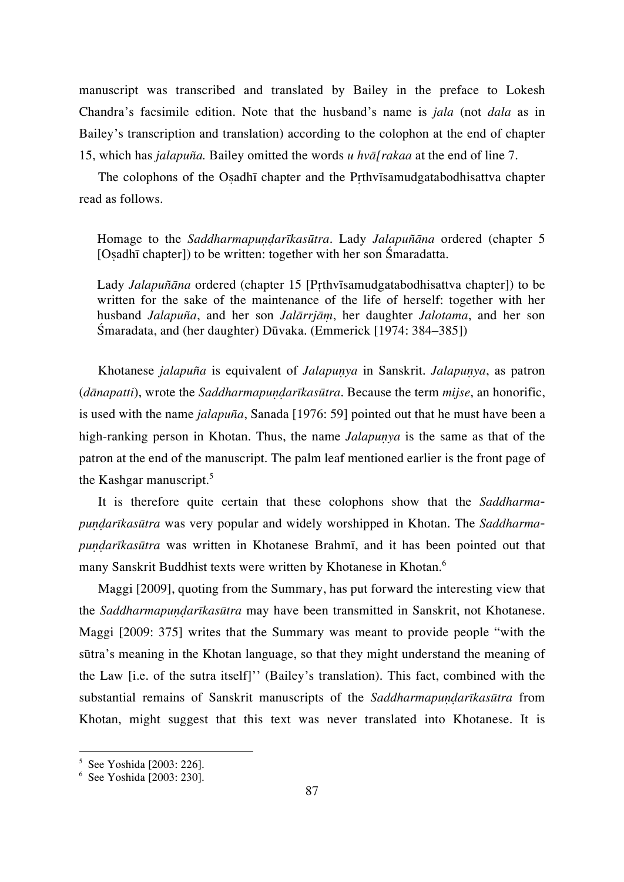manuscript was transcribed and translated by Bailey in the preface to Lokesh Chandra's facsimile edition. Note that the husband's name is *jala* (not *dala* as in Bailey's transcription and translation) according to the colophon at the end of chapter 15, which has *jalapuña.* Bailey omitted the words *u hvā[rakaa* at the end of line 7.

The colophons of the Oṣadhī chapter and the Pṛthvīsamudgatabodhisattva chapter read as follows.

> Homage to the *Saddharmapuṇḍarīkasūtra*. Lady *Jalapuñāna* ordered (chapter 5 [Oṣadhī chapter]) to be written: together with her son Śmaradatta.
>
> Lady *Jalapuñāna* ordered (chapter 15 [Pṛthvīsamudgatabodhisattva chapter]) to be written for the sake of the maintenance of the life of herself: together with her husband *Jalapuña*, and her son *Jalārrjāṃ*, her daughter *Jalotama*, and her son Śmaradata, and (her daughter) Dūvaka. (Emmerick [1974: 384–385])

Khotanese *jalapuña* is equivalent of *Jalapuṇya* in Sanskrit. *Jalapuṇya*, as patron (*dānapatti*), wrote the *Saddharmapuṇḍarīkasūtra*. Because the term *mijse*, an honorific, is used with the name *jalapuña*, Sanada [1976: 59] pointed out that he must have been a high-ranking person in Khotan. Thus, the name *Jalapuṇya* is the same as that of the patron at the end of the manuscript. The palm leaf mentioned earlier is the front page of the Kashgar manuscript.[5]

It is therefore quite certain that these colophons show that the *Saddharma-puṇḍarīkasūtra* was very popular and widely worshipped in Khotan. The *Saddharma-puṇḍarīkasūtra* was written in Khotanese Brahmī, and it has been pointed out that many Sanskrit Buddhist texts were written by Khotanese in Khotan.[6]

Maggi [2009], quoting from the Summary, has put forward the interesting view that the *Saddharmapuṇḍarīkasūtra* may have been transmitted in Sanskrit, not Khotanese. Maggi [2009: 375] writes that the Summary was meant to provide people "with the sūtra's meaning in the Khotan language, so that they might understand the meaning of the Law [i.e. of the sutra itself]'' (Bailey's translation). This fact, combined with the substantial remains of Sanskrit manuscripts of the *Saddharmapuṇḍarīkasūtra* from Khotan, might suggest that this text was never translated into Khotanese. It is

---

[5] See Yoshida [2003: 226].

[6] See Yoshida [2003: 230].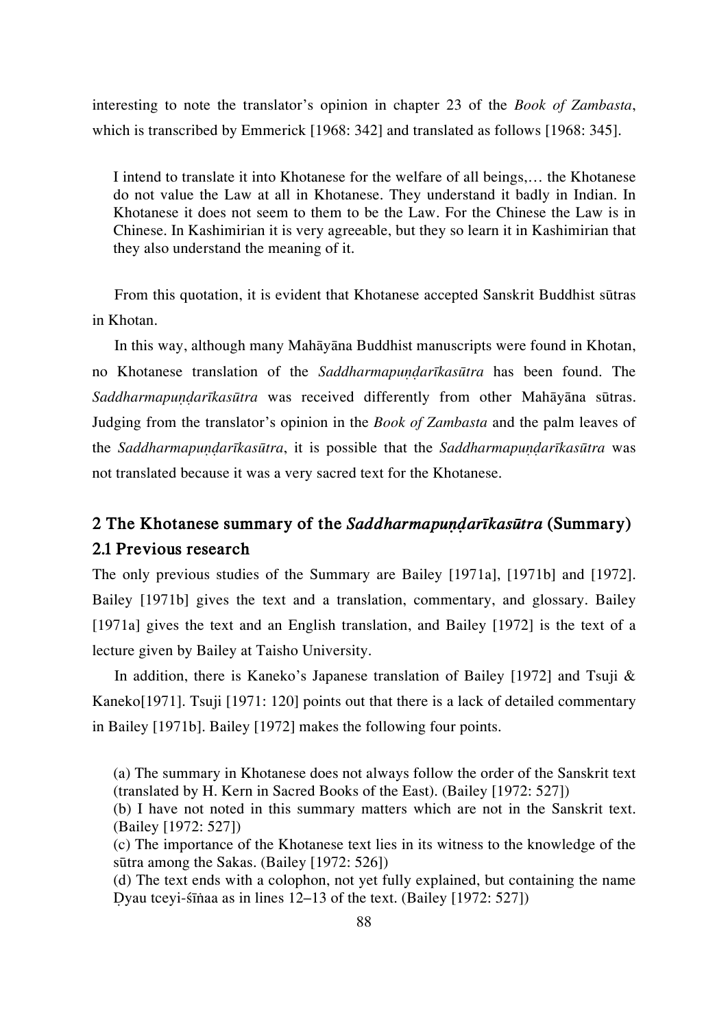interesting to note the translator's opinion in chapter 23 of the *Book of Zambasta*, which is transcribed by Emmerick [1968: 342] and translated as follows [1968: 345].

> I intend to translate it into Khotanese for the welfare of all beings,… the Khotanese do not value the Law at all in Khotanese. They understand it badly in Indian. In Khotanese it does not seem to them to be the Law. For the Chinese the Law is in Chinese. In Kashimirian it is very agreeable, but they so learn it in Kashimirian that they also understand the meaning of it.

From this quotation, it is evident that Khotanese accepted Sanskrit Buddhist sūtras in Khotan.

In this way, although many Mahāyāna Buddhist manuscripts were found in Khotan, no Khotanese translation of the *Saddharmapuṇḍarīkasūtra* has been found. The *Saddharmapuṇḍarīkasūtra* was received differently from other Mahāyāna sūtras. Judging from the translator's opinion in the *Book of Zambasta* and the palm leaves of the *Saddharmapuṇḍarīkasūtra*, it is possible that the *Saddharmapuṇḍarīkasūtra* was not translated because it was a very sacred text for the Khotanese.

## 2 The Khotanese summary of the *Saddharmapuṇḍarīkasūtra* (Summary)

### 2.1 Previous research

The only previous studies of the Summary are Bailey [1971a], [1971b] and [1972]. Bailey [1971b] gives the text and a translation, commentary, and glossary. Bailey [1971a] gives the text and an English translation, and Bailey [1972] is the text of a lecture given by Bailey at Taisho University.

In addition, there is Kaneko's Japanese translation of Bailey [1972] and Tsuji & Kaneko[1971]. Tsuji [1971: 120] points out that there is a lack of detailed commentary in Bailey [1971b]. Bailey [1972] makes the following four points.

> (a) The summary in Khotanese does not always follow the order of the Sanskrit text (translated by H. Kern in Sacred Books of the East). (Bailey [1972: 527])
>
> (b) I have not noted in this summary matters which are not in the Sanskrit text. (Bailey [1972: 527])
>
> (c) The importance of the Khotanese text lies in its witness to the knowledge of the sūtra among the Sakas. (Bailey [1972: 526])
>
> (d) The text ends with a colophon, not yet fully explained, but containing the name Ḍyau tceyi-śīṃaa as in lines 12–13 of the text. (Bailey [1972: 527])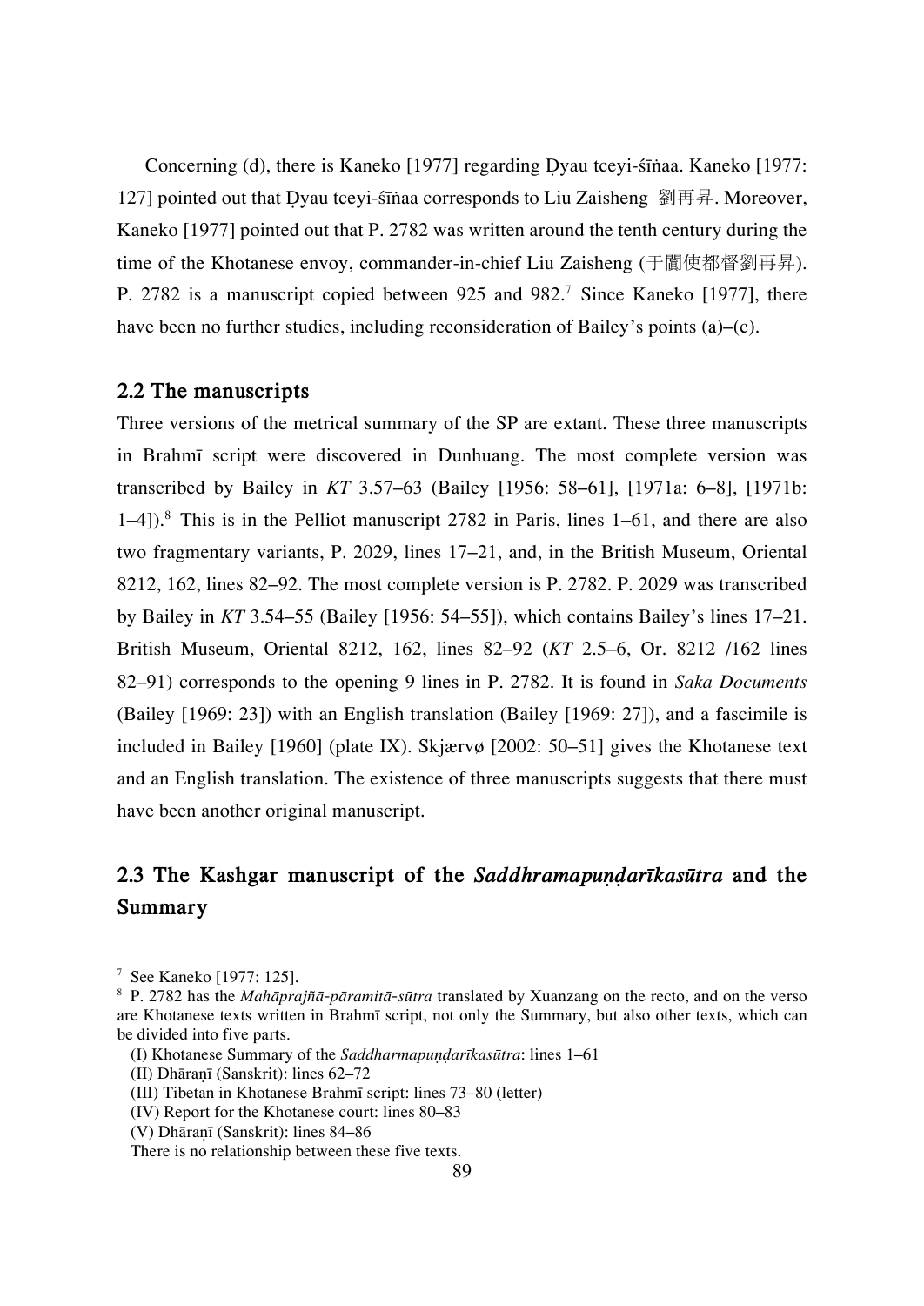Concerning (d), there is Kaneko [1977] regarding Ḍyau tceyi-śīṅaa. Kaneko [1977: 127] pointed out that Ḍyau tceyi-śīṅaa corresponds to Liu Zaisheng 劉再昇. Moreover, Kaneko [1977] pointed out that P. 2782 was written around the tenth century during the time of the Khotanese envoy, commander-in-chief Liu Zaisheng (于闐使都督劉再昇). P. 2782 is a manuscript copied between 925 and 982.[7] Since Kaneko [1977], there have been no further studies, including reconsideration of Bailey's points (a)–(c).

## 2.2 The manuscripts

Three versions of the metrical summary of the SP are extant. These three manuscripts in Brahmī script were discovered in Dunhuang. The most complete version was transcribed by Bailey in *KT* 3.57–63 (Bailey [1956: 58–61], [1971a: 6–8], [1971b: 1–4]).[8] This is in the Pelliot manuscript 2782 in Paris, lines 1–61, and there are also two fragmentary variants, P. 2029, lines 17–21, and, in the British Museum, Oriental 8212, 162, lines 82–92. The most complete version is P. 2782. P. 2029 was transcribed by Bailey in *KT* 3.54–55 (Bailey [1956: 54–55]), which contains Bailey's lines 17–21. British Museum, Oriental 8212, 162, lines 82–92 (*KT* 2.5–6, Or. 8212 /162 lines 82–91) corresponds to the opening 9 lines in P. 2782. It is found in *Saka Documents* (Bailey [1969: 23]) with an English translation (Bailey [1969: 27]), and a fascimile is included in Bailey [1960] (plate IX). Skjærvø [2002: 50–51] gives the Khotanese text and an English translation. The existence of three manuscripts suggests that there must have been another original manuscript.

## 2.3 The Kashgar manuscript of the *Saddhramapuṇḍarīkasūtra* and the Summary

---

[7] See Kaneko [1977: 125].

[8] P. 2782 has the *Mahāprajñā-pāramitā-sūtra* translated by Xuanzang on the recto, and on the verso are Khotanese texts written in Brahmī script, not only the Summary, but also other texts, which can be divided into five parts.

(I) Khotanese Summary of the *Saddharmapuṇḍarīkasūtra*: lines 1–61

(II) Dhāraṇī (Sanskrit): lines 62–72

(III) Tibetan in Khotanese Brahmī script: lines 73–80 (letter)

(IV) Report for the Khotanese court: lines 80–83

(V) Dhāraṇī (Sanskrit): lines 84–86

There is no relationship between these five texts.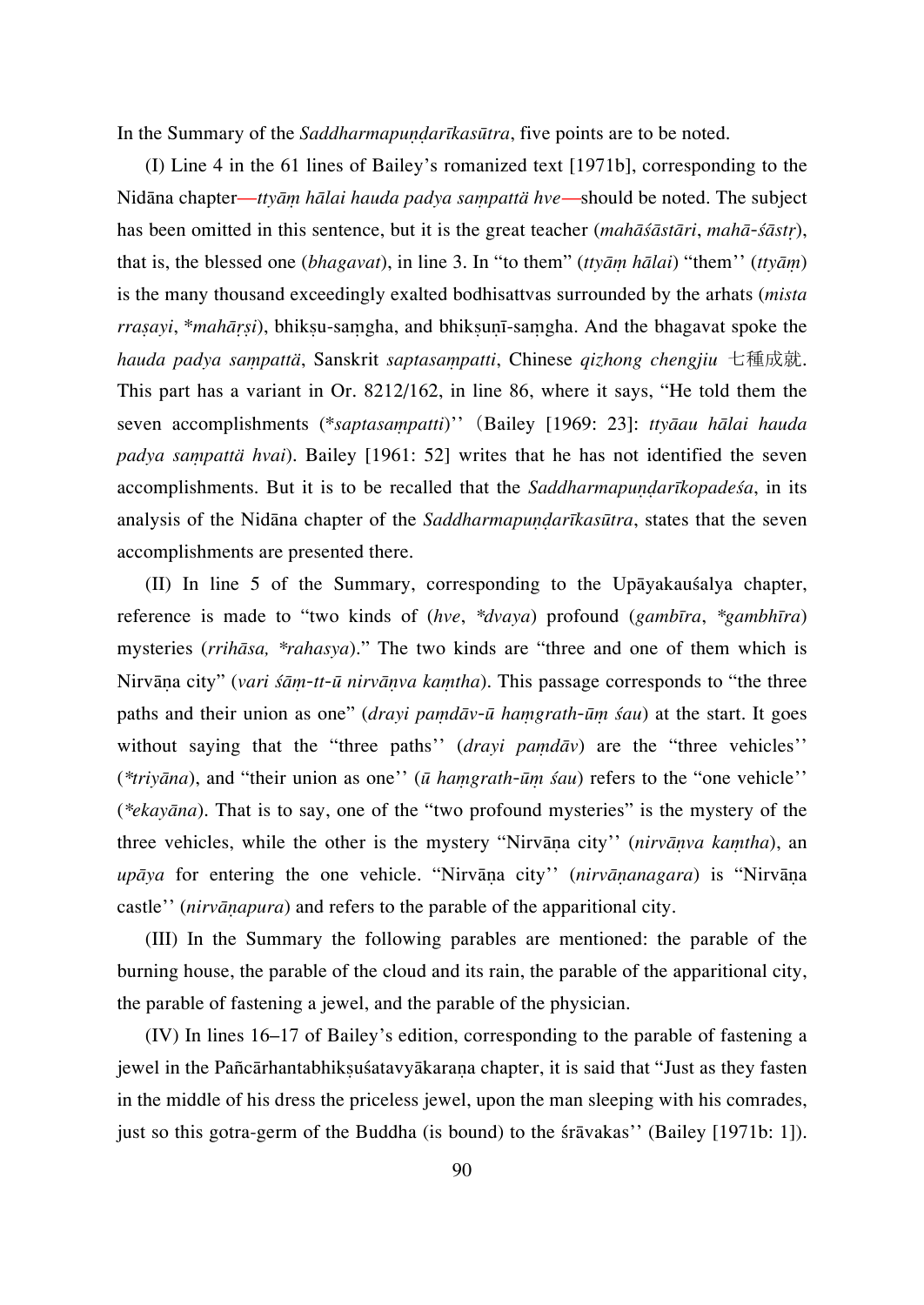In the Summary of the *Saddharmapuṇḍarīkasūtra*, five points are to be noted.

(I) Line 4 in the 61 lines of Bailey's romanized text [1971b], corresponding to the Nidāna chapter—*ttyāṃ hālai hauda padya saṃpattä hve*—should be noted. The subject has been omitted in this sentence, but it is the great teacher (*mahāśāstāri*, *mahā-śāstṛ*), that is, the blessed one (*bhagavat*), in line 3. In "to them" (*ttyāṃ hālai*) "them'' (*ttyāṃ*) is the many thousand exceedingly exalted bodhisattvas surrounded by the arhats (*mista rraṣayi*, *\*mahāṛṣi*), bhikṣu-saṃgha, and bhikṣuṇī-saṃgha. And the bhagavat spoke the *hauda padya saṃpattä*, Sanskrit *saptasaṃpatti*, Chinese *qizhong chengjiu* 七種成就. This part has a variant in Or. 8212/162, in line 86, where it says, "He told them the seven accomplishments (*\*saptasaṃpatti*)''（Bailey [1969: 23]: *ttyāau hālai hauda padya saṃpattä hvai*). Bailey [1961: 52] writes that he has not identified the seven accomplishments. But it is to be recalled that the *Saddharmapuṇḍarīkopadeśa*, in its analysis of the Nidāna chapter of the *Saddharmapuṇḍarīkasūtra*, states that the seven accomplishments are presented there.

(II) In line 5 of the Summary, corresponding to the Upāyakauśalya chapter, reference is made to "two kinds of (*hve*, *\*dvaya*) profound (*gambīra*, *\*gambhīra*) mysteries (*rrihāsa, \*rahasya*)." The two kinds are "three and one of them which is Nirvāṇa city" (*vari śāṃ-tt-ū nirvāṇva kaṃtha*). This passage corresponds to "the three paths and their union as one" (*drayi paṃdāv-ū haṃgrath-ūṃ śau*) at the start. It goes without saying that the "three paths'' (*drayi paṃdāv*) are the "three vehicles'' (*\*triyāna*), and "their union as one'' (*ū haṃgrath-ūṃ śau*) refers to the "one vehicle'' (*\*ekayāna*). That is to say, one of the "two profound mysteries" is the mystery of the three vehicles, while the other is the mystery "Nirvāṇa city'' (*nirvāṇva kaṃtha*), an *upāya* for entering the one vehicle. "Nirvāṇa city'' (*nirvāṇanagara*) is "Nirvāṇa castle'' (*nirvāṇapura*) and refers to the parable of the apparitional city.

(III) In the Summary the following parables are mentioned: the parable of the burning house, the parable of the cloud and its rain, the parable of the apparitional city, the parable of fastening a jewel, and the parable of the physician.

(IV) In lines 16–17 of Bailey's edition, corresponding to the parable of fastening a jewel in the Pañcārhantabhikṣuśatavyākaraṇa chapter, it is said that "Just as they fasten in the middle of his dress the priceless jewel, upon the man sleeping with his comrades, just so this gotra-germ of the Buddha (is bound) to the śrāvakas'' (Bailey [1971b: 1]).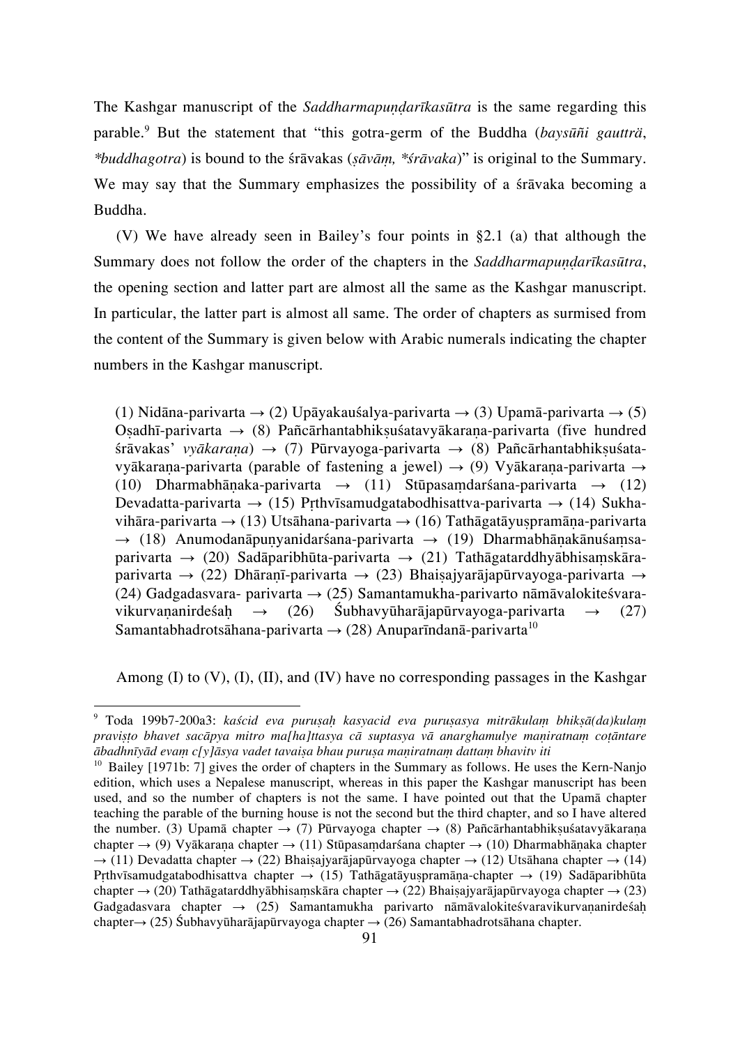The Kashgar manuscript of the *Saddharmapuṇḍarīkasūtra* is the same regarding this parable.[9] But the statement that "this gotra-germ of the Buddha (*baysūñi gautträ*, *\*buddhagotra*) is bound to the śrāvakas (*ṣāvāṃ, \*śrāvaka*)" is original to the Summary. We may say that the Summary emphasizes the possibility of a śrāvaka becoming a Buddha.

(V) We have already seen in Bailey's four points in §2.1 (a) that although the Summary does not follow the order of the chapters in the *Saddharmapuṇḍarīkasūtra*, the opening section and latter part are almost all the same as the Kashgar manuscript. In particular, the latter part is almost all same. The order of chapters as surmised from the content of the Summary is given below with Arabic numerals indicating the chapter numbers in the Kashgar manuscript.

(1) Nidāna-parivarta → (2) Upāyakauśalya-parivarta → (3) Upamā-parivarta → (5) Oṣadhī-parivarta → (8) Pañcārhantabhikṣuśatavyākaraṇa-parivarta (five hundred śrāvakas' *vyākaraṇa*) → (7) Pūrvayoga-parivarta → (8) Pañcārhantabhikṣuśatavyākaraṇa-parivarta (parable of fastening a jewel) → (9) Vyākaraṇa-parivarta → (10) Dharmabhāṇaka-parivarta → (11) Stūpasaṃdarśana-parivarta → (12) Devadatta-parivarta → (15) Pṛthvīsamudgatabodhisattva-parivarta → (14) Sukhavihāra-parivarta → (13) Utsāhana-parivarta → (16) Tathāgatāyuṣpramāṇa-parivarta → (18) Anumodanāpuṇyanidarśana-parivarta → (19) Dharmabhāṇakānuśaṃsa-parivarta → (20) Sadāparibhūta-parivarta → (21) Tathāgatarddhyābhisaṃskāra-parivarta → (22) Dhāraṇī-parivarta → (23) Bhaiṣajyarājapūrvayoga-parivarta → (24) Gadgadasvara- parivarta → (25) Samantamukha-parivarto nāmāvalokiteśvaravikurvaṇanirdeśaḥ → (26) Śubhavyūharājapūrvayoga-parivarta → (27) Samantabhadrotsāhana-parivarta → (28) Anuparīndanā-parivarta[10]

Among (I) to (V), (I), (II), and (IV) have no corresponding passages in the Kashgar

---

[9] Toda 199b7-200a3: *kaścid eva puruṣaḥ kasyacid eva puruṣasya mitrākulaṃ bhikṣā(da)kulaṃ praviṣṭo bhavet sacāpya mitro ma[ha]ttasya cā suptasya vā anarghamulye maṇiratnaṃ coṭāntare ābadhnīyād evaṃ c[y]āsya vadet tavaiṣa bhau puruṣa maṇiratnaṃ dattaṃ bhavitv iti*

[10] Bailey [1971b: 7] gives the order of chapters in the Summary as follows. He uses the Kern-Nanjo edition, which uses a Nepalese manuscript, whereas in this paper the Kashgar manuscript has been used, and so the number of chapters is not the same. I have pointed out that the Upamā chapter teaching the parable of the burning house is not the second but the third chapter, and so I have altered the number. (3) Upamā chapter → (7) Pūrvayoga chapter → (8) Pañcārhantabhikṣuśatavyākaraṇa chapter → (9) Vyākaraṇa chapter → (11) Stūpasaṃdarśana chapter → (10) Dharmabhāṇaka chapter → (11) Devadatta chapter → (22) Bhaiṣajyarājapūrvayoga chapter → (12) Utsāhana chapter → (14) Pṛthvīsamudgatabodhisattva chapter → (15) Tathāgatāyuṣpramāṇa-chapter → (19) Sadāparibhūta chapter → (20) Tathāgatarddhyābhisaṃskāra chapter → (22) Bhaiṣajyarājapūrvayoga chapter → (23) Gadgadasvara chapter → (25) Samantamukha parivarto nāmāvalokiteśvaravikurvaṇanirdeśaḥ chapter→ (25) Śubhavyūharājapūrvayoga chapter → (26) Samantabhadrotsāhana chapter.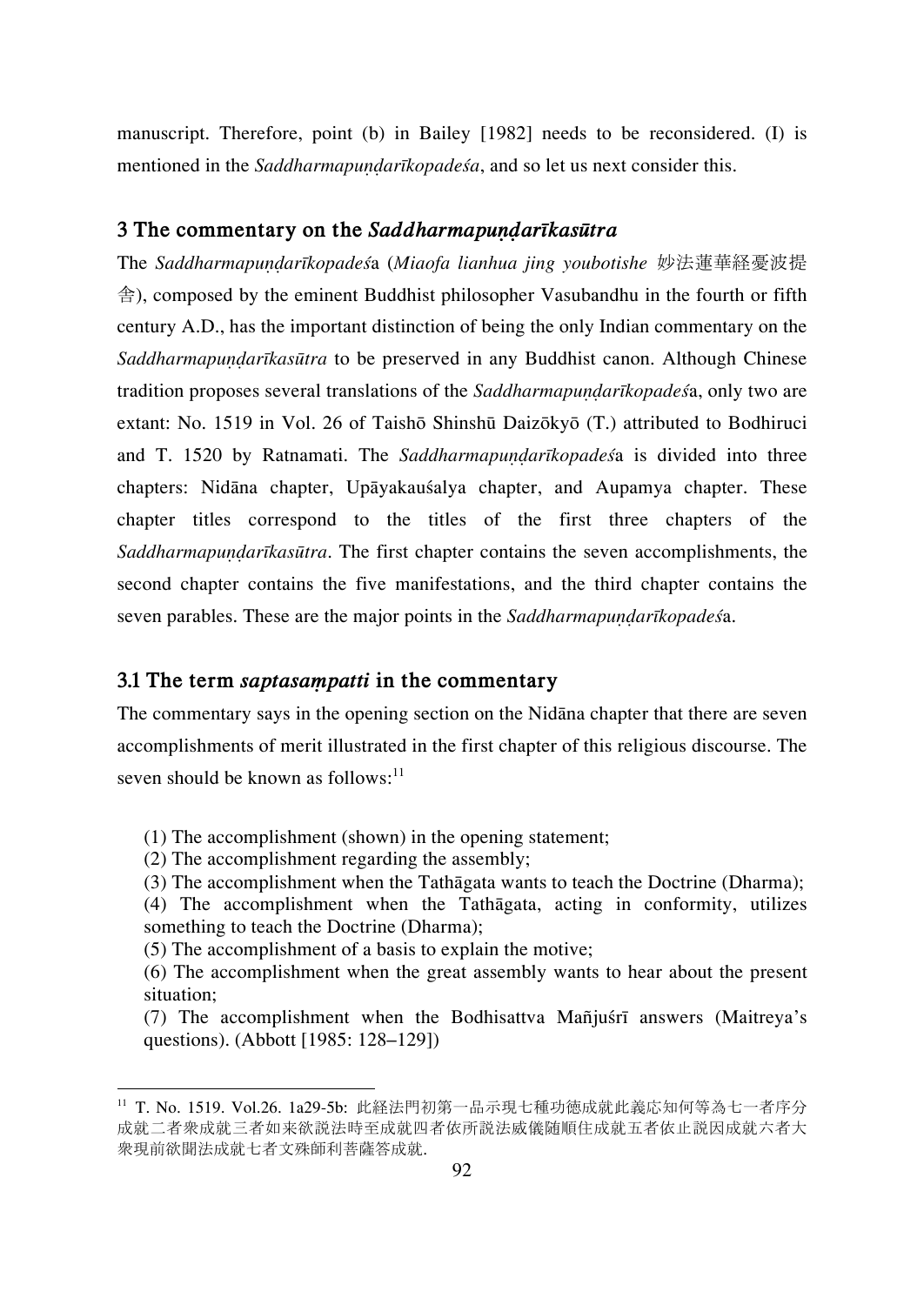manuscript. Therefore, point (b) in Bailey [1982] needs to be reconsidered. (I) is mentioned in the *Saddharmapuṇḍarīkopadeśa*, and so let us next consider this.

## 3 The commentary on the *Saddharmapuṇḍarīkasūtra*

The *Saddharmapuṇḍarīkopadeś*a (*Miaofa lianhua jing youbotishe* 妙法蓮華経憂波提舎), composed by the eminent Buddhist philosopher Vasubandhu in the fourth or fifth century A.D., has the important distinction of being the only Indian commentary on the *Saddharmapuṇḍarīkasūtra* to be preserved in any Buddhist canon. Although Chinese tradition proposes several translations of the *Saddharmapuṇḍarīkopadeś*a, only two are extant: No. 1519 in Vol. 26 of Taishō Shinshū Daizōkyō (T.) attributed to Bodhiruci and T. 1520 by Ratnamati. The *Saddharmapuṇḍarīkopadeś*a is divided into three chapters: Nidāna chapter, Upāyakauśalya chapter, and Aupamya chapter. These chapter titles correspond to the titles of the first three chapters of the *Saddharmapuṇḍarīkasūtra*. The first chapter contains the seven accomplishments, the second chapter contains the five manifestations, and the third chapter contains the seven parables. These are the major points in the *Saddharmapuṇḍarīkopadeś*a.

### 3.1 The term *saptasaṃpatti* in the commentary

The commentary says in the opening section on the Nidāna chapter that there are seven accomplishments of merit illustrated in the first chapter of this religious discourse. The seven should be known as follows:[11]

> (1) The accomplishment (shown) in the opening statement;
> (2) The accomplishment regarding the assembly;
> (3) The accomplishment when the Tathāgata wants to teach the Doctrine (Dharma);
> (4) The accomplishment when the Tathāgata, acting in conformity, utilizes something to teach the Doctrine (Dharma);
> (5) The accomplishment of a basis to explain the motive;
> (6) The accomplishment when the great assembly wants to hear about the present situation;
> (7) The accomplishment when the Bodhisattva Mañjuśrī answers (Maitreya's questions). (Abbott [1985: 128–129])

---

[11] T. No. 1519. Vol.26. 1a29-5b: 此経法門初第一品示現七種功徳成就此義応知何等為七一者序分成就二者衆成就三者如来欲説法時至成就四者依所説法威儀随順住成就五者依止説因成就六者大衆現前欲聞法成就七者文殊師利菩薩答成就.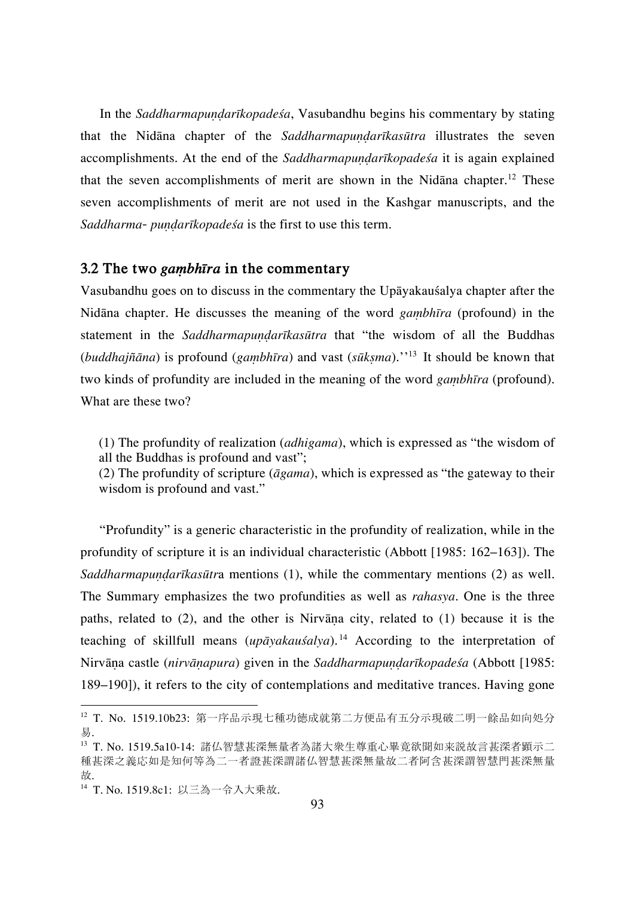In the *Saddharmapuṇḍarīkopadeśa*, Vasubandhu begins his commentary by stating that the Nidāna chapter of the *Saddharmapuṇḍarīkasūtra* illustrates the seven accomplishments. At the end of the *Saddharmapuṇḍarīkopadeśa* it is again explained that the seven accomplishments of merit are shown in the Nidāna chapter.[12] These seven accomplishments of merit are not used in the Kashgar manuscripts, and the *Saddharma- puṇḍarīkopadeśa* is the first to use this term.

## 3.2 The two *gaṃbhīra* in the commentary

Vasubandhu goes on to discuss in the commentary the Upāyakauśalya chapter after the Nidāna chapter. He discusses the meaning of the word *gaṃbhīra* (profound) in the statement in the *Saddharmapuṇḍarīkasūtra* that "the wisdom of all the Buddhas (*buddhajñāna*) is profound (*gaṃbhīra*) and vast (*sūkṣma*).''[13] It should be known that two kinds of profundity are included in the meaning of the word *gaṃbhīra* (profound). What are these two?

(1) The profundity of realization (*adhigama*), which is expressed as "the wisdom of all the Buddhas is profound and vast";
(2) The profundity of scripture (*āgama*), which is expressed as "the gateway to their wisdom is profound and vast."

"Profundity" is a generic characteristic in the profundity of realization, while in the profundity of scripture it is an individual characteristic (Abbott [1985: 162–163]). The *Saddharmapuṇḍarīkasūtr*a mentions (1), while the commentary mentions (2) as well. The Summary emphasizes the two profundities as well as *rahasya*. One is the three paths, related to (2), and the other is Nirvāṇa city, related to (1) because it is the teaching of skillfull means (*upāyakauśalya*).[14] According to the interpretation of Nirvāṇa castle (*nirvāṇapura*) given in the *Saddharmapuṇḍarīkopadeśa* (Abbott [1985: 189–190]), it refers to the city of contemplations and meditative trances. Having gone

---

[12] T. No. 1519.10b23: 第一序品示現七種功徳成就第二方便品有五分示現破二明一餘品如向処分易.

[13] T. No. 1519.5a10-14: 諸仏智慧甚深無量者為諸大衆生尊重心畢竟欲聞如来説故言甚深者顕示二種甚深之義応如是知何等為二一者證甚深謂諸仏智慧甚深無量故二者阿含甚深謂智慧門甚深無量故.

[14] T. No. 1519.8c1: 以三為一令入大乗故.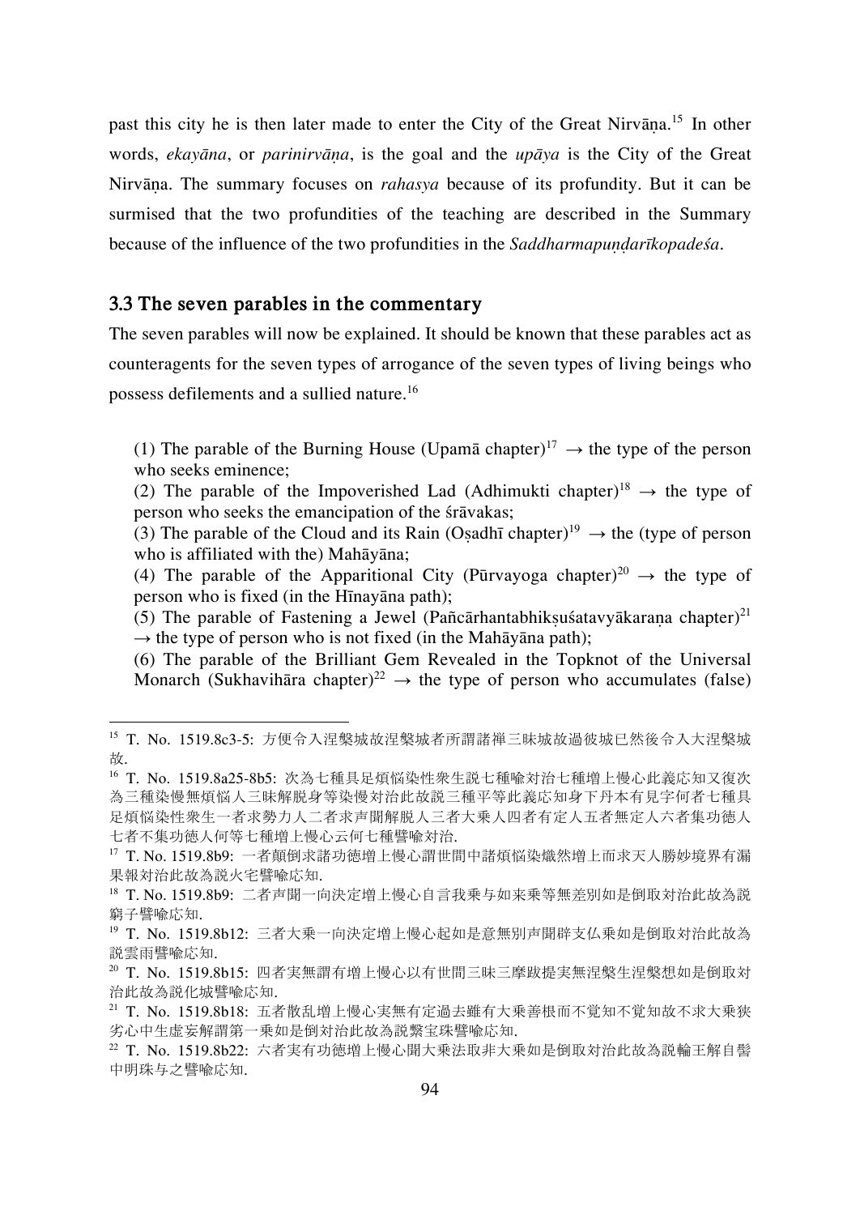past this city he is then later made to enter the City of the Great Nirvāṇa.[15] In other words, *ekayāna*, or *parinirvāṇa*, is the goal and the *upāya* is the City of the Great Nirvāṇa. The summary focuses on *rahasya* because of its profundity. But it can be surmised that the two profundities of the teaching are described in the Summary because of the influence of the two profundities in the *Saddharmapuṇḍarīkopadeśa*.

## 3.3 The seven parables in the commentary

The seven parables will now be explained. It should be known that these parables act as counteragents for the seven types of arrogance of the seven types of living beings who possess defilements and a sullied nature.[16]

> (1) The parable of the Burning House (Upamā chapter)[17] → the type of the person who seeks eminence;
> (2) The parable of the Impoverished Lad (Adhimukti chapter)[18] → the type of person who seeks the emancipation of the śrāvakas;
> (3) The parable of the Cloud and its Rain (Oṣadhī chapter)[19] → the (type of person who is affiliated with the) Mahāyāna;
> (4) The parable of the Apparitional City (Pūrvayoga chapter)[20] → the type of person who is fixed (in the Hīnayāna path);
> (5) The parable of Fastening a Jewel (Pañcārhantabhikṣuśatavyākaraṇa chapter)[21] → the type of person who is not fixed (in the Mahāyāna path);
> (6) The parable of the Brilliant Gem Revealed in the Topknot of the Universal Monarch (Sukhavihāra chapter)[22] → the type of person who accumulates (false)

---

[15] T. No. 1519.8c3-5: 方便令入涅槃城故涅槃城者所謂諸禅三昧城故過彼城已然後令入大涅槃城故.

[16] T. No. 1519.8a25-8b5: 次為七種具足煩悩染性衆生説七種喩対治七種増上慢心此義応知又復次為三種染慢無煩悩人三昧解脱身等染慢対治此故説三種平等此義応知身下丹本有見字何者七種具足煩悩染性衆生一者求勢力人二者求声聞解脱人三者大乗人四者有定人五者無定人六者集功徳人七者不集功徳人何等七種増上慢心云何七種譬喩対治.

[17] T. No. 1519.8b9: 一者顛倒求諸功徳増上慢心謂世間中諸煩悩染熾然増上而求天人勝妙境界有漏果報対治此故為説火宅譬喩応知.

[18] T. No. 1519.8b9: 二者声聞一向決定増上慢心自言我乗与如来乗等無差別如是倒取対治此故為説窮子譬喩応知.

[19] T. No. 1519.8b12: 三者大乗一向決定増上慢心起如是意無別声聞辟支仏乗如是倒取対治此故為説雲雨譬喩応知.

[20] T. No. 1519.8b15: 四者実無謂有増上慢心以有世間三昧三摩跋提実無涅槃生涅槃想如是倒取対治此故為説化城譬喩応知.

[21] T. No. 1519.8b18: 五者散乱増上慢心実無有定過去雖有大乗善根而不覚知不覚知故不求大乗狭劣心中生虚妄解謂第一乗如是倒対治此故為説繫宝珠譬喩応知.

[22] T. No. 1519.8b22: 六者実有功徳増上慢心聞大乗法取非大乗如是倒取対治此故為説輪王解自髻中明珠与之譬喩応知.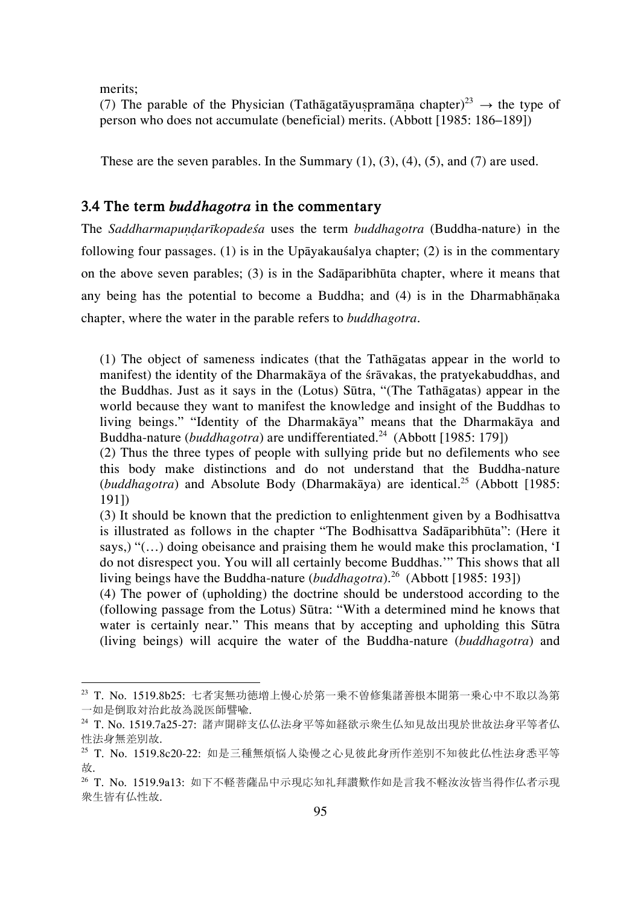merits;

(7) The parable of the Physician (Tathāgatāyuṣpramāṇa chapter)[23] → the type of person who does not accumulate (beneficial) merits. (Abbott [1985: 186–189])

These are the seven parables. In the Summary (1), (3), (4), (5), and (7) are used.

### 3.4 The term *buddhagotra* in the commentary

The *Saddharmapuṇḍarīkopadeśa* uses the term *buddhagotra* (Buddha-nature) in the following four passages. (1) is in the Upāyakauśalya chapter; (2) is in the commentary on the above seven parables; (3) is in the Sadāparibhūta chapter, where it means that any being has the potential to become a Buddha; and (4) is in the Dharmabhāṇaka chapter, where the water in the parable refers to *buddhagotra*.

(1) The object of sameness indicates (that the Tathāgatas appear in the world to manifest) the identity of the Dharmakāya of the śrāvakas, the pratyekabuddhas, and the Buddhas. Just as it says in the (Lotus) Sūtra, "(The Tathāgatas) appear in the world because they want to manifest the knowledge and insight of the Buddhas to living beings." "Identity of the Dharmakāya" means that the Dharmakāya and Buddha-nature (*buddhagotra*) are undifferentiated.[24] (Abbott [1985: 179])

(2) Thus the three types of people with sullying pride but no defilements who see this body make distinctions and do not understand that the Buddha-nature (*buddhagotra*) and Absolute Body (Dharmakāya) are identical.[25] (Abbott [1985: 191])

(3) It should be known that the prediction to enlightenment given by a Bodhisattva is illustrated as follows in the chapter "The Bodhisattva Sadāparibhūta": (Here it says,) "(…) doing obeisance and praising them he would make this proclamation, 'I do not disrespect you. You will all certainly become Buddhas.'" This shows that all living beings have the Buddha-nature (*buddhagotra*).[26] (Abbott [1985: 193])

(4) The power of (upholding) the doctrine should be understood according to the (following passage from the Lotus) Sūtra: "With a determined mind he knows that water is certainly near." This means that by accepting and upholding this Sūtra (living beings) will acquire the water of the Buddha-nature (*buddhagotra*) and

---

[23] T. No. 1519.8b25: 七者実無功徳増上慢心於第一乗不曾修集諸善根本聞第一乗心中不取以為第一如是倒取対治此故為説医師譬喩.

[24] T. No. 1519.7a25-27: 諸声聞辟支仏仏法身平等如経欲示衆生仏知見故出現於世故法身平等者仏性法身無差別故.

[25] T. No. 1519.8c20-22: 如是三種無煩悩人染慢之心見彼此身所作差別不知彼此仏性法身悉平等故.

[26] T. No. 1519.9a13: 如下不軽菩薩品中示現応知礼拜讃歎作如是言我不軽汝汝皆当得作仏者示現衆生皆有仏性故.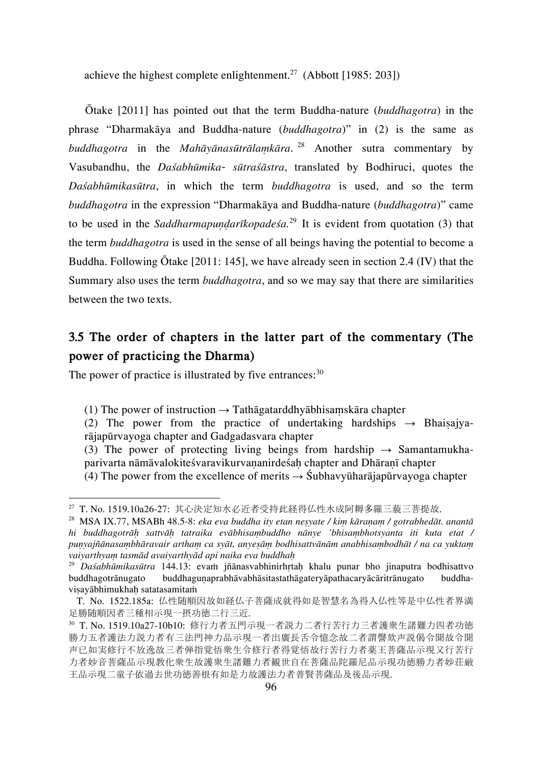achieve the highest complete enlightenment.[27] (Abbott [1985: 203])

Ōtake [2011] has pointed out that the term Buddha-nature (*buddhagotra*) in the phrase "Dharmakāya and Buddha-nature (*buddhagotra*)" in (2) is the same as *buddhagotra* in the *Mahāyānasūtrālaṃkāra*.[28] Another sutra commentary by Vasubandhu, the *Daśabhūmika- sūtraśāstra*, translated by Bodhiruci, quotes the *Daśabhūmikasūtra*, in which the term *buddhagotra* is used, and so the term *buddhagotra* in the expression "Dharmakāya and Buddha-nature (*buddhagotra*)" came to be used in the *Saddharmapuṇḍarīkopadeśa*.[29] It is evident from quotation (3) that the term *buddhagotra* is used in the sense of all beings having the potential to become a Buddha. Following Ōtake [2011: 145], we have already seen in section 2.4 (IV) that the Summary also uses the term *buddhagotra*, and so we may say that there are similarities between the two texts.

## 3.5 The order of chapters in the latter part of the commentary (The power of practicing the Dharma)

The power of practice is illustrated by five entrances:[30]

(1) The power of instruction → Tathāgatarddhyābhisaṃskāra chapter
(2) The power from the practice of undertaking hardships → Bhaiṣajya-rājapūrvayoga chapter and Gadgadasvara chapter
(3) The power of protecting living beings from hardship → Samantamukha-parivarta nāmāvalokiteśvaravikurvaṇanirdeśaḥ chapter and Dhāraṇī chapter
(4) The power from the excellence of merits → Śubhavyūharājapūrvayoga chapter

---

[27] T. No. 1519.10a26-27: 其心決定知水必近者受持此経得仏性水成阿耨多羅三藐三菩提故.

[28] MSA IX.77, MSABh 48.5-8: *eka eva buddha ity etan neṣyate / kiṃ kāraṇaṃ / gotrabhedāt. anantā hi buddhagotrāḥ sattvāḥ tatraika evābhisaṃbuddho nānye 'bhisaṃbhotsyanta iti kuta etat / puṇyajñānasaṃbhāravair arthaṃ ca syāt, anyeṣāṃ bodhisattvānām anabhisaṃbodhāt / na ca yuktaṃ vaiyarthyaṃ tasmād avaiyarthyād api naika eva buddhaḥ*

[29] *Daśabhūmikasūtra* 144.13: evaṁ jñānasvabhinirhṛtaḥ khalu punar bho jinaputra bodhisattvo buddhagotrānugato buddhaguṇaprabhāvabhāsitastathāgateryāpathacaryācāritrānugato buddha-viṣayābhimukhaḥ satatasamitaṁ

T. No. 1522.185a: 仏性随順因故如経仏子菩薩成就得如是智慧名為得入仏性等是中仏性者界満足勝随順因者三種相示現一摂功徳二行三近.

[30] T. No. 1519.10a27-10b10: 修行力者五門示現一者説力二者行苦行力三者護衆生諸難力四者功徳勝力五者護法力説力者有三法門神力品示現一者出廣長舌令憶念故二者謂謦欬声説偈令聞故令聞声已如実修行不放逸故三者弾指覚悟衆生令修行者得覚悟故行苦行力者薬王菩薩品示現又行苦行力者妙音菩薩品示現教化衆生故護衆生諸難力者観世自在菩薩品陀羅尼品示現功徳勝力者妙荘厳王品示現二童子依過去世功徳善根有如是力故護法力者普賢菩薩品及後品示現.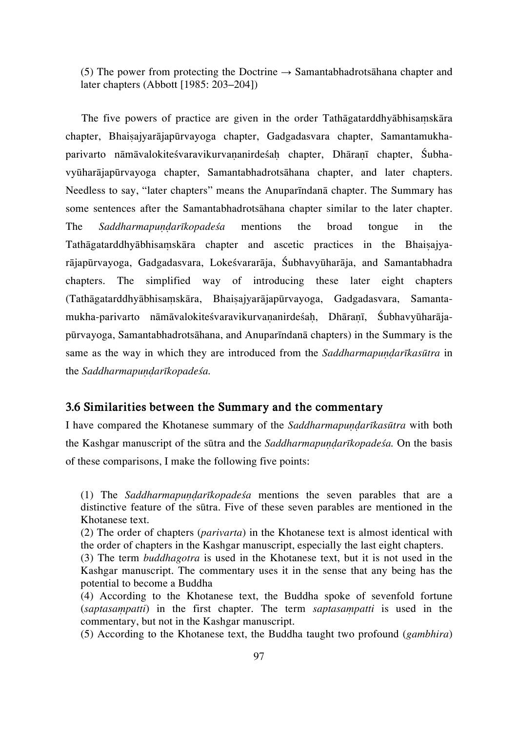(5) The power from protecting the Doctrine → Samantabhadrotsāhana chapter and later chapters (Abbott [1985: 203–204])

The five powers of practice are given in the order Tathāgatarddhyābhisaṃskāra chapter, Bhaiṣajyarājapūrvayoga chapter, Gadgadasvara chapter, Samantamukha-parivarto nāmāvalokiteśvaravikurvaṇanirdeśaḥ chapter, Dhāraṇī chapter, Śubha-vyūharājapūrvayoga chapter, Samantabhadrotsāhana chapter, and later chapters. Needless to say, "later chapters" means the Anuparīndanā chapter. The Summary has some sentences after the Samantabhadrotsāhana chapter similar to the later chapter. The *Saddharmapuṇḍarīkopadeśa* mentions the broad tongue in the Tathāgatarddhyābhisaṃskāra chapter and ascetic practices in the Bhaiṣajya-rājapūrvayoga, Gadgadasvara, Lokeśvararāja, Śubhavyūharāja, and Samantabhadra chapters. The simplified way of introducing these later eight chapters (Tathāgatarddhyābhisaṃskāra, Bhaiṣajyarājapūrvayoga, Gadgadasvara, Samanta-mukha-parivarto nāmāvalokiteśvaravikurvaṇanirdeśaḥ, Dhāraṇī, Śubhavyūharāja-pūrvayoga, Samantabhadrotsāhana, and Anuparīndanā chapters) in the Summary is the same as the way in which they are introduced from the *Saddharmapuṇḍarīkasūtra* in the *Saddharmapuṇḍarīkopadeśa.*

### 3.6 Similarities between the Summary and the commentary

I have compared the Khotanese summary of the *Saddharmapuṇḍarīkasūtra* with both the Kashgar manuscript of the sūtra and the *Saddharmapuṇḍarīkopadeśa.* On the basis of these comparisons, I make the following five points:

(1) The *Saddharmapuṇḍarīkopadeśa* mentions the seven parables that are a distinctive feature of the sūtra. Five of these seven parables are mentioned in the Khotanese text.
(2) The order of chapters (*parivarta*) in the Khotanese text is almost identical with the order of chapters in the Kashgar manuscript, especially the last eight chapters.
(3) The term *buddhagotra* is used in the Khotanese text, but it is not used in the Kashgar manuscript. The commentary uses it in the sense that any being has the potential to become a Buddha
(4) According to the Khotanese text, the Buddha spoke of sevenfold fortune (*saptasaṃpatti*) in the first chapter. The term *saptasaṃpatti* is used in the commentary, but not in the Kashgar manuscript.
(5) According to the Khotanese text, the Buddha taught two profound (*gambhira*)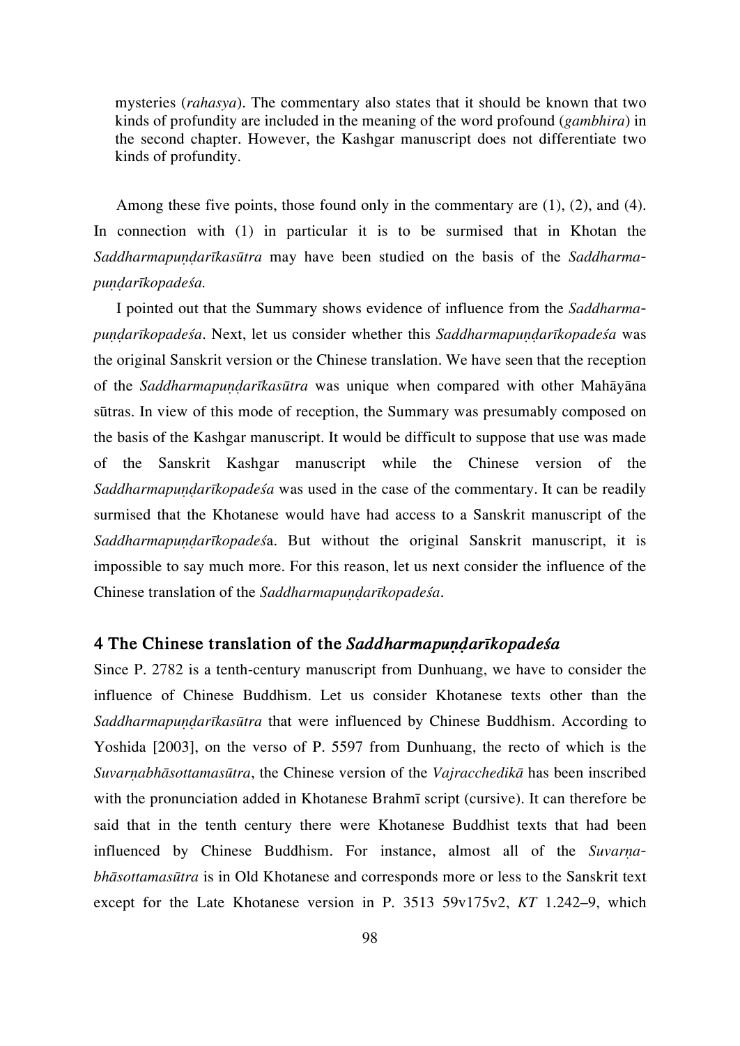mysteries (*rahasya*). The commentary also states that it should be known that two kinds of profundity are included in the meaning of the word profound (*gambhira*) in the second chapter. However, the Kashgar manuscript does not differentiate two kinds of profundity.

Among these five points, those found only in the commentary are (1), (2), and (4). In connection with (1) in particular it is to be surmised that in Khotan the *Saddharmapuṇḍarīkasūtra* may have been studied on the basis of the *Saddharmapuṇḍarīkopadeśa.*

I pointed out that the Summary shows evidence of influence from the *Saddharmapuṇḍarīkopadeśa*. Next, let us consider whether this *Saddharmapuṇḍarīkopadeśa* was the original Sanskrit version or the Chinese translation. We have seen that the reception of the *Saddharmapuṇḍarīkasūtra* was unique when compared with other Mahāyāna sūtras. In view of this mode of reception, the Summary was presumably composed on the basis of the Kashgar manuscript. It would be difficult to suppose that use was made of the Sanskrit Kashgar manuscript while the Chinese version of the *Saddharmapuṇḍarīkopadeśa* was used in the case of the commentary. It can be readily surmised that the Khotanese would have had access to a Sanskrit manuscript of the *Saddharmapuṇḍarīkopadeś*a. But without the original Sanskrit manuscript, it is impossible to say much more. For this reason, let us next consider the influence of the Chinese translation of the *Saddharmapuṇḍarīkopadeśa*.

## 4 The Chinese translation of the *Saddharmapuṇḍarīkopadeśa*

Since P. 2782 is a tenth-century manuscript from Dunhuang, we have to consider the influence of Chinese Buddhism. Let us consider Khotanese texts other than the *Saddharmapuṇḍarīkasūtra* that were influenced by Chinese Buddhism. According to Yoshida [2003], on the verso of P. 5597 from Dunhuang, the recto of which is the *Suvarṇabhāsottamasūtra*, the Chinese version of the *Vajracchedikā* has been inscribed with the pronunciation added in Khotanese Brahmī script (cursive). It can therefore be said that in the tenth century there were Khotanese Buddhist texts that had been influenced by Chinese Buddhism. For instance, almost all of the *Suvarṇabhāsottamasūtra* is in Old Khotanese and corresponds more or less to the Sanskrit text except for the Late Khotanese version in P. 3513 59v175v2, *KT* 1.242–9, which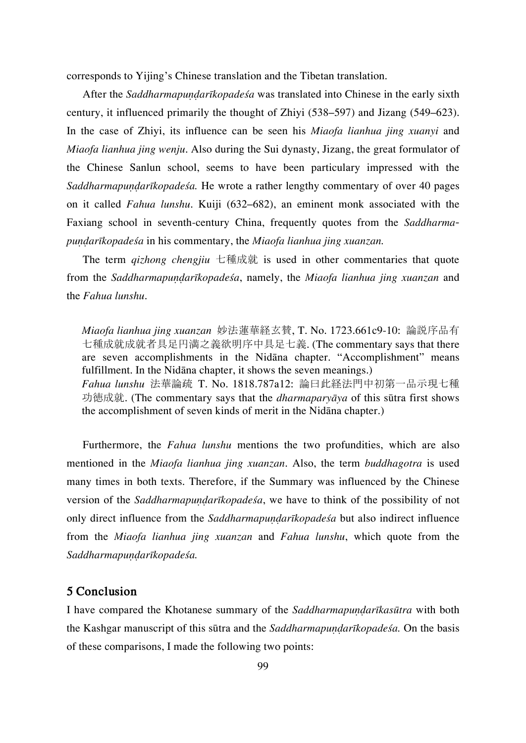corresponds to Yijing's Chinese translation and the Tibetan translation.

After the *Saddharmapuṇḍarīkopadeśa* was translated into Chinese in the early sixth century, it influenced primarily the thought of Zhiyi (538–597) and Jizang (549–623). In the case of Zhiyi, its influence can be seen his *Miaofa lianhua jing xuanyi* and *Miaofa lianhua jing wenju*. Also during the Sui dynasty, Jizang, the great formulator of the Chinese Sanlun school, seems to have been particulary impressed with the *Saddharmapuṇḍarīkopadeśa.* He wrote a rather lengthy commentary of over 40 pages on it called *Fahua lunshu*. Kuiji (632–682), an eminent monk associated with the Faxiang school in seventh-century China, frequently quotes from the *Saddharma-puṇḍarīkopadeśa* in his commentary, the *Miaofa lianhua jing xuanzan.*

The term *qizhong chengjiu* 七種成就 is used in other commentaries that quote from the *Saddharmapuṇḍarīkopadeśa*, namely, the *Miaofa lianhua jing xuanzan* and the *Fahua lunshu*.

> *Miaofa lianhua jing xuanzan* 妙法蓮華経玄賛, T. No. 1723.661c9-10: 論説序品有七種成就成就者具足円満之義欲明序中具足七義. (The commentary says that there are seven accomplishments in the Nidāna chapter. "Accomplishment" means fulfillment. In the Nidāna chapter, it shows the seven meanings.)
> *Fahua lunshu* 法華論疏 T. No. 1818.787a12: 論曰此経法門中初第一品示現七種功徳成就. (The commentary says that the *dharmaparyāya* of this sūtra first shows the accomplishment of seven kinds of merit in the Nidāna chapter.)

Furthermore, the *Fahua lunshu* mentions the two profundities, which are also mentioned in the *Miaofa lianhua jing xuanzan*. Also, the term *buddhagotra* is used many times in both texts. Therefore, if the Summary was influenced by the Chinese version of the *Saddharmapuṇḍarīkopadeśa*, we have to think of the possibility of not only direct influence from the *Saddharmapuṇḍarīkopadeśa* but also indirect influence from the *Miaofa lianhua jing xuanzan* and *Fahua lunshu*, which quote from the *Saddharmapuṇḍarīkopadeśa.*

## 5 Conclusion

I have compared the Khotanese summary of the *Saddharmapuṇḍarīkasūtra* with both the Kashgar manuscript of this sūtra and the *Saddharmapuṇḍarīkopadeśa.* On the basis of these comparisons, I made the following two points: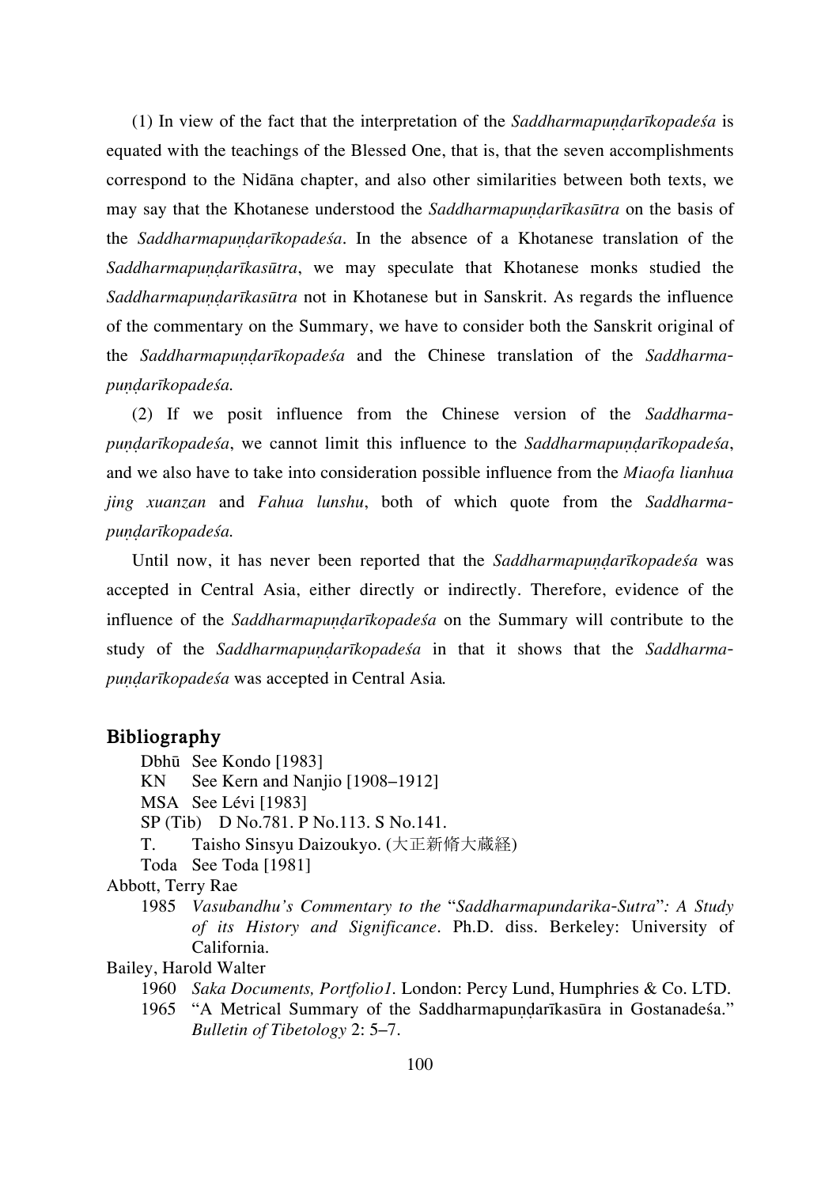(1) In view of the fact that the interpretation of the *Saddharmapuṇḍarīkopadeśa* is equated with the teachings of the Blessed One, that is, that the seven accomplishments correspond to the Nidāna chapter, and also other similarities between both texts, we may say that the Khotanese understood the *Saddharmapuṇḍarīkasūtra* on the basis of the *Saddharmapuṇḍarīkopadeśa*. In the absence of a Khotanese translation of the *Saddharmapuṇḍarīkasūtra*, we may speculate that Khotanese monks studied the *Saddharmapuṇḍarīkasūtra* not in Khotanese but in Sanskrit. As regards the influence of the commentary on the Summary, we have to consider both the Sanskrit original of the *Saddharmapuṇḍarīkopadeśa* and the Chinese translation of the *Saddharmapuṇḍarīkopadeśa.*

(2) If we posit influence from the Chinese version of the *Saddharmapuṇḍarīkopadeśa*, we cannot limit this influence to the *Saddharmapuṇḍarīkopadeśa*, and we also have to take into consideration possible influence from the *Miaofa lianhua jing xuanzan* and *Fahua lunshu*, both of which quote from the *Saddharmapuṇḍarīkopadeśa.*

Until now, it has never been reported that the *Saddharmapuṇḍarīkopadeśa* was accepted in Central Asia, either directly or indirectly. Therefore, evidence of the influence of the *Saddharmapuṇḍarīkopadeśa* on the Summary will contribute to the study of the *Saddharmapuṇḍarīkopadeśa* in that it shows that the *Saddharmapuṇḍarīkopadeśa* was accepted in Central Asia.

## Bibliography

Dbhū See Kondo [1983]
KN See Kern and Nanjio [1908–1912]
MSA See Lévi [1983]
SP (Tib) D No.781. P No.113. S No.141.
T. Taisho Sinsyu Daizoukyo. (大正新脩大蔵経)
Toda See Toda [1981]

Abbott, Terry Rae
1985 *Vasubandhu's Commentary to the* "*Saddharmapundarika-Sutra*"*: A Study of its History and Significance*. Ph.D. diss. Berkeley: University of California.

Bailey, Harold Walter
1960 *Saka Documents, Portfolio1*. London: Percy Lund, Humphries & Co. LTD.
1965 "A Metrical Summary of the Saddharmapuṇḍarīkasūra in Gostanadeśa." *Bulletin of Tibetology* 2: 5–7.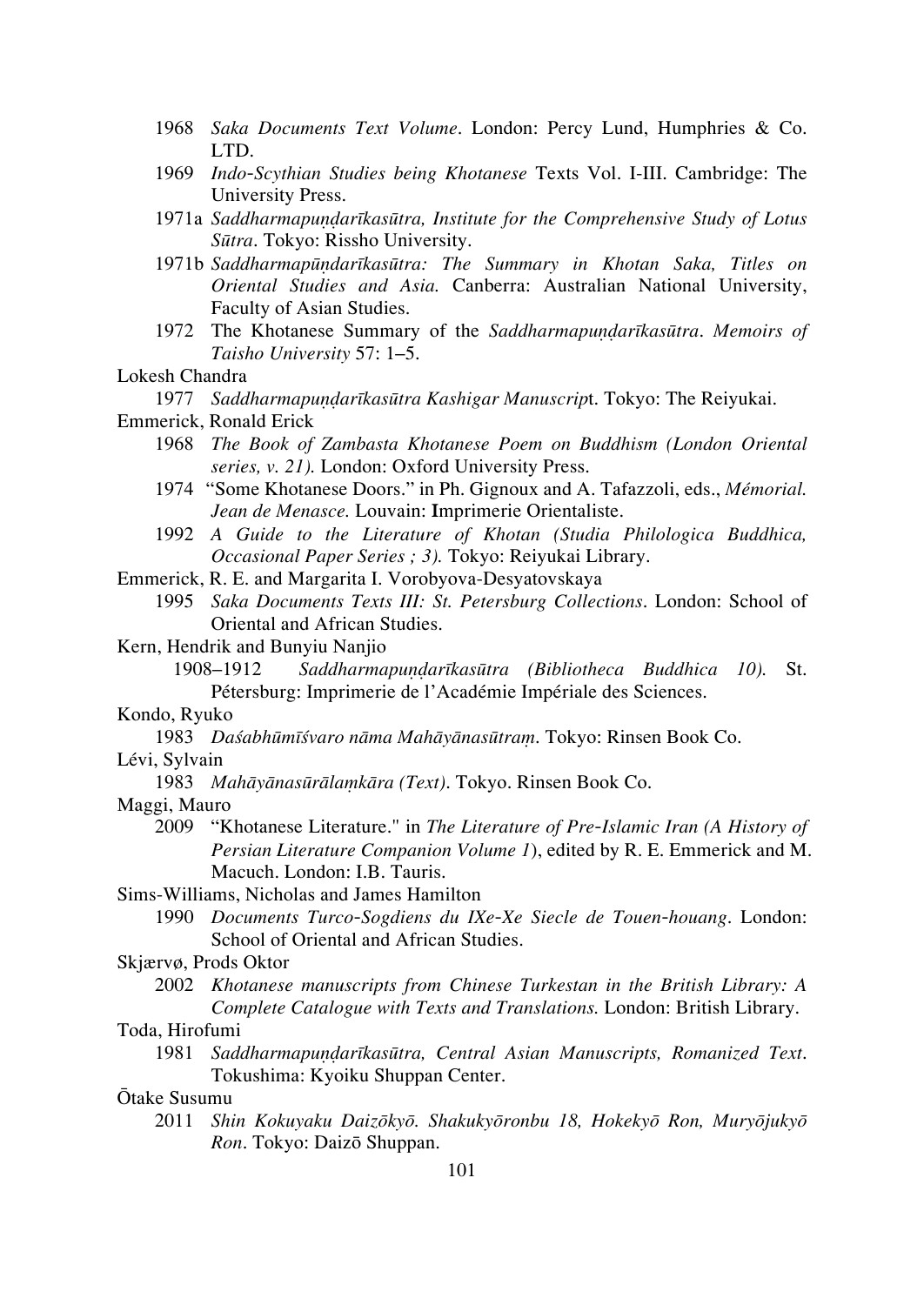1968 *Saka Documents Text Volume*. London: Percy Lund, Humphries & Co. LTD.

1969 *Indo-Scythian Studies being Khotanese* Texts Vol. I-III. Cambridge: The University Press.

1971a *Saddharmapuṇḍarīkasūtra, Institute for the Comprehensive Study of Lotus Sūtra*. Tokyo: Rissho University.

1971b *Saddharmapūṇdarīkasūtra: The Summary in Khotan Saka, Titles on Oriental Studies and Asia.* Canberra: Australian National University, Faculty of Asian Studies.

1972 The Khotanese Summary of the *Saddharmapuṇḍarīkasūtra*. *Memoirs of Taisho University* 57: 1–5.

Lokesh Chandra

1977 *Saddharmapuṇḍarīkasūtra Kashigar Manuscrip*t. Tokyo: The Reiyukai.

Emmerick, Ronald Erick

1968 *The Book of Zambasta Khotanese Poem on Buddhism (London Oriental series, v. 21).* London: Oxford University Press.

1974 "Some Khotanese Doors." in Ph. Gignoux and A. Tafazzoli, eds., *Mémorial. Jean de Menasce.* Louvain: **I**mprimerie Orientaliste.

1992 *A Guide to the Literature of Khotan (Studia Philologica Buddhica, Occasional Paper Series ; 3).* Tokyo: Reiyukai Library.

Emmerick, R. E. and Margarita I. Vorobyova-Desyatovskaya

1995 *Saka Documents Texts III: St. Petersburg Collections*. London: School of Oriental and African Studies.

Kern, Hendrik and Bunyiu Nanjio

1908–1912 *Saddharmapuṇḍarīkasūtra (Bibliotheca Buddhica 10).* St. Pétersburg: Imprimerie de l'Académie Impériale des Sciences.

Kondo, Ryuko

1983 *Daśabhūmīśvaro nāma Mahāyānasūtraṃ*. Tokyo: Rinsen Book Co.

Lévi, Sylvain

1983 *Mahāyānasūrālaṃkāra (Text)*. Tokyo. Rinsen Book Co.

Maggi, Mauro

2009 "Khotanese Literature." in *The Literature of Pre-Islamic Iran (A History of Persian Literature Companion Volume 1*), edited by R. E. Emmerick and M. Macuch. London: I.B. Tauris.

Sims-Williams, Nicholas and James Hamilton

1990 *Documents Turco-Sogdiens du IXe-Xe Siecle de Touen-houang*. London: School of Oriental and African Studies.

Skjærvø, Prods Oktor

2002 *Khotanese manuscripts from Chinese Turkestan in the British Library: A Complete Catalogue with Texts and Translations.* London: British Library.

Toda, Hirofumi

1981 *Saddharmapuṇḍarīkasūtra, Central Asian Manuscripts, Romanized Text*. Tokushima: Kyoiku Shuppan Center.

Ōtake Susumu

2011 *Shin Kokuyaku Daizōkyō. Shakukyōronbu 18, Hokekyō Ron, Muryōjukyō Ron*. Tokyo: Daizō Shuppan.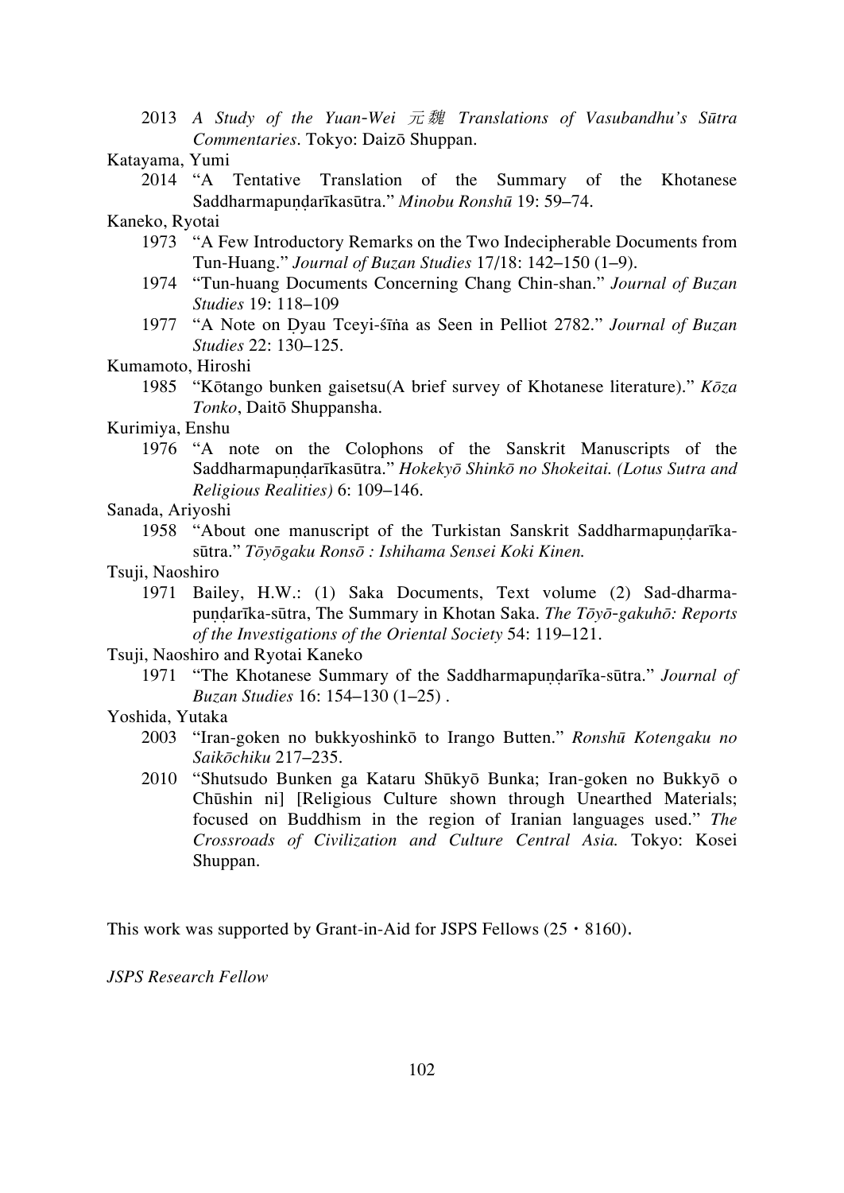2013 *A Study of the Yuan-Wei 元魏 Translations of Vasubandhu's Sūtra Commentaries*. Tokyo: Daizō Shuppan.

Katayama, Yumi

2014 "A Tentative Translation of the Summary of the Khotanese Saddharmapuṇḍarīkasūtra." *Minobu Ronshū* 19: 59–74.

Kaneko, Ryotai

1973 "A Few Introductory Remarks on the Two Indecipherable Documents from Tun-Huang." *Journal of Buzan Studies* 17/18: 142–150 (1–9).

1974 "Tun-huang Documents Concerning Chang Chin-shan." *Journal of Buzan Studies* 19: 118–109

1977 "A Note on Ḍyau Tceyi-śīṅa as Seen in Pelliot 2782." *Journal of Buzan Studies* 22: 130–125.

Kumamoto, Hiroshi

1985 "Kōtango bunken gaisetsu(A brief survey of Khotanese literature)." *Kōza Tonko*, Daitō Shuppansha.

Kurimiya, Enshu

1976 "A note on the Colophons of the Sanskrit Manuscripts of the Saddharmapuṇḍarīkasūtra." *Hokekyō Shinkō no Shokeitai. (Lotus Sutra and Religious Realities)* 6: 109–146.

Sanada, Ariyoshi

1958 "About one manuscript of the Turkistan Sanskrit Saddharmapuṇḍarīka-sūtra." *Tōyōgaku Ronsō : Ishihama Sensei Koki Kinen.*

Tsuji, Naoshiro

1971 Bailey, H.W.: (1) Saka Documents, Text volume (2) Sad-dharma-puṇḍarīka-sūtra, The Summary in Khotan Saka. *The Tōyō-gakuhō: Reports of the Investigations of the Oriental Society* 54: 119–121.

Tsuji, Naoshiro and Ryotai Kaneko

1971 "The Khotanese Summary of the Saddharmapuṇḍarīka-sūtra." *Journal of Buzan Studies* 16: 154–130 (1–25) .

Yoshida, Yutaka

2003 "Iran-goken no bukkyoshinkō to Irango Butten." *Ronshū Kotengaku no Saikōchiku* 217–235.

2010 "Shutsudo Bunken ga Kataru Shūkyō Bunka; Iran-goken no Bukkyō o Chūshin ni] [Religious Culture shown through Unearthed Materials; focused on Buddhism in the region of Iranian languages used." *The Crossroads of Civilization and Culture Central Asia.* Tokyo: Kosei Shuppan.

This work was supported by Grant-in-Aid for JSPS Fellows (25・8160).

*JSPS Research Fellow*